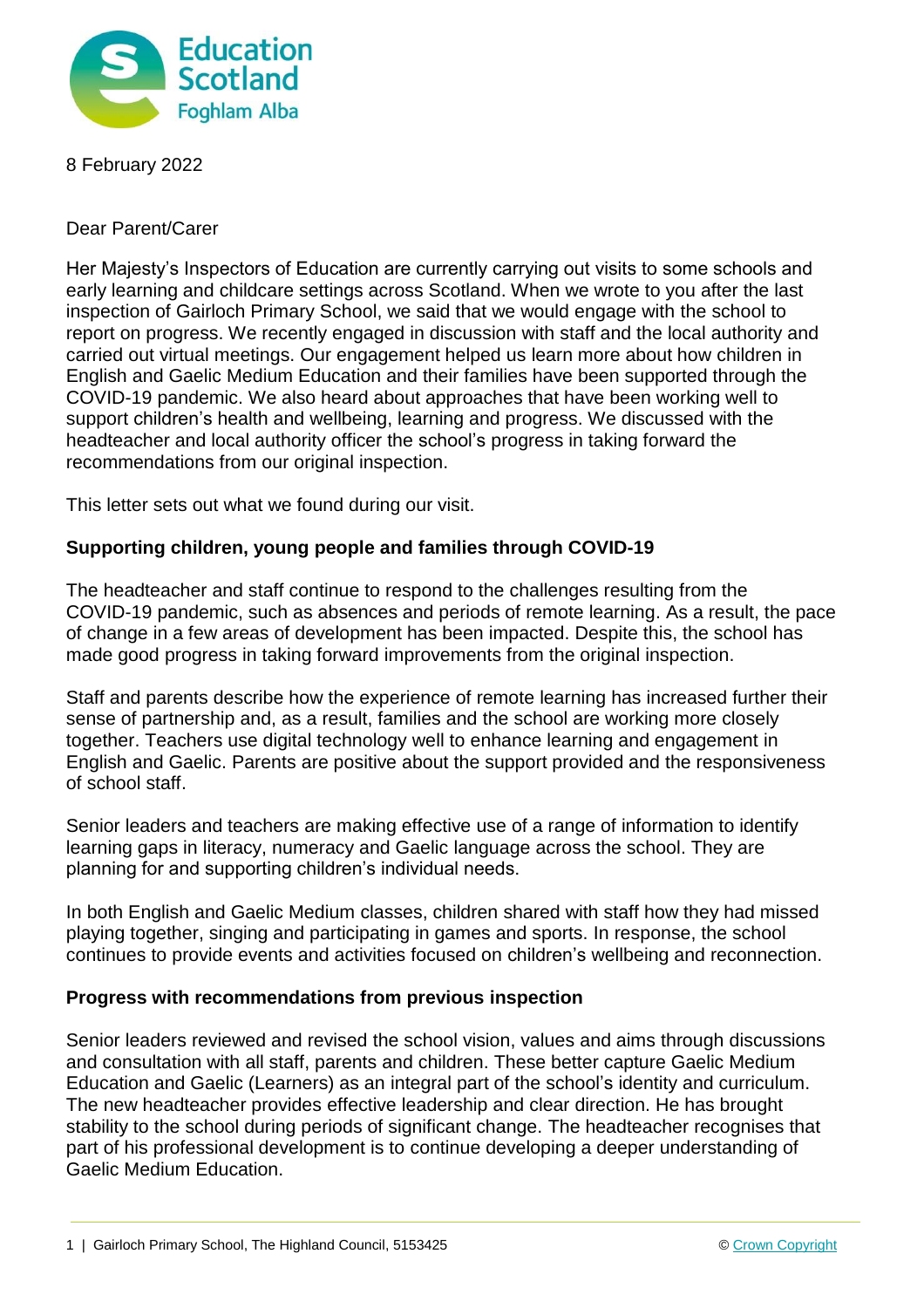8 February 2022

Dear Parent/Carer

Her Majesty's Inspectors of Education are currently carrying out visits to some schools and early learning and childcare settings across Scotland. When we wrote to you after the last inspection of Gairloch Primary School, we said that we would engage with the school to report on progress. We recently engaged in discussion with staff and the local authority and carried out virtual meetings. Our engagement helped us learn more about how children in English and Gaelic Medium Education and their families have been supported through the COVID-19 pandemic. We also heard about approaches that have been working well to support children's health and wellbeing, learning and progress. We discussed with the headteacher and local authority officer the school's progress in taking forward the recommendations from our original inspection.

This letter sets out what we found during our visit.

**Supporting children, young people and families through COVID-19**

The headteacher and staff continue to respond to the challenges resulting from the COVID-19 pandemic, such as absences and periods of remote learning. As a result, the pace of change in a few areas of development has been impacted. Despite this, the school has made good progress in taking forward improvements from the original inspection.

Staff and parents describe how the experience of remote learning has increased further their sense of partnership and, as a result, families and the school are working more closely together. Teachers use digital technology well to enhance learning and engagement in English and Gaelic. Parents are positive about the support provided and the responsiveness of school staff.

Senior leaders and teachers are making effective use of a range of information to identify learning gaps in literacy, numeracy and Gaelic language across the school. They are planning for and supporting children's individual needs.

In both English and Gaelic Medium classes, children shared with staff how they had missed playing together, singing and participating in games and sports. In response, the school continues to provide events and activities focused on children's wellbeing and reconnection.

**Progress with recommendations from previous inspection**

Senior leaders reviewed and revised the school vision, values and aims through discussions and consultation with all staff, parents and children. These better capture Gaelic Medium Education and Gaelic (Learners) as an integral part of the school's identity and curriculum. The new headteacher provides effective leadership and clear direction. He has brought stability to the school during periods of significant change. The headteacher recognises that part of his professional development is to continue developing a deeper understanding of Gaelic Medium Education.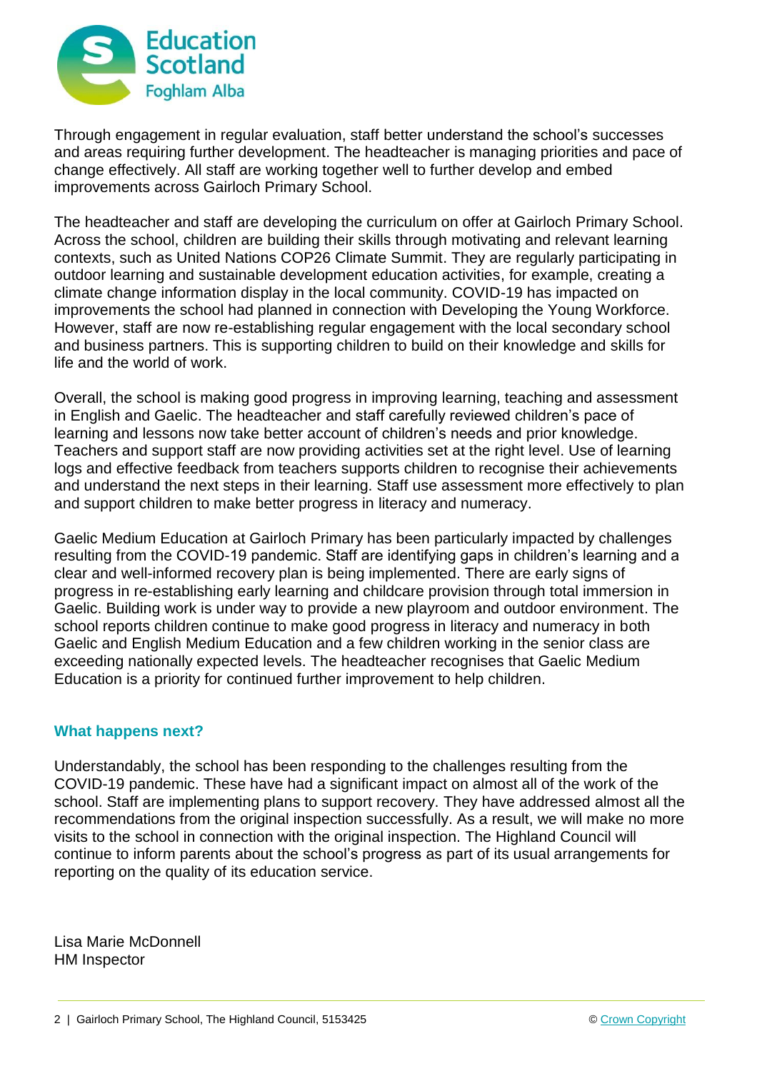Through engagement in regular evaluation, staff better understand the school's successes and areas requiring further development. The headteacher is managing priorities and pace of change effectively. All staff are working together well to further develop and embed improvements across Gairloch Primary School.

The headteacher and staff are developing the curriculum on offer at Gairloch Primary School. Across the school, children are building their skills through motivating and relevant learning contexts, such as United Nations COP26 Climate Summit. They are regularly participating in outdoor learning and sustainable development education activities, for example, creating a climate change information display in the local community. COVID-19 has impacted on improvements the school had planned in connection with Developing the Young Workforce. However, staff are now re-establishing regular engagement with the local secondary school and business partners. This is supporting children to build on their knowledge and skills for life and the world of work.

Overall, the school is making good progress in improving learning, teaching and assessment in English and Gaelic. The headteacher and staff carefully reviewed children's pace of learning and lessons now take better account of children's needs and prior knowledge. Teachers and support staff are now providing activities set at the right level. Use of learning logs and effective feedback from teachers supports children to recognise their achievements and understand the next steps in their learning. Staff use assessment more effectively to plan and support children to make better progress in literacy and numeracy.

Gaelic Medium Education at Gairloch Primary has been particularly impacted by challenges resulting from the COVID-19 pandemic. Staff are identifying gaps in children's learning and a clear and well-informed recovery plan is being implemented. There are early signs of progress in re-establishing early learning and childcare provision through total immersion in Gaelic. Building work is under way to provide a new playroom and outdoor environment. The school reports children continue to make good progress in literacy and numeracy in both Gaelic and English Medium Education and a few children working in the senior class are exceeding nationally expected levels. The headteacher recognises that Gaelic Medium Education is a priority for continued further improvement to help children.

## What happens next?

Understandably, the school has been responding to the challenges resulting from the COVID-19 pandemic. These have had a significant impact on almost all of the work of the school. Staff are implementing plans to support recovery. They have addressed almost all the recommendations from the original inspection successfully. As a result, we will make no more visits to the school in connection with the original inspection. The Highland Council will continue to inform parents about the school's progress as part of its usual arrangements for reporting on the quality of its education service.

Lisa Marie McDonnell
HM Inspector